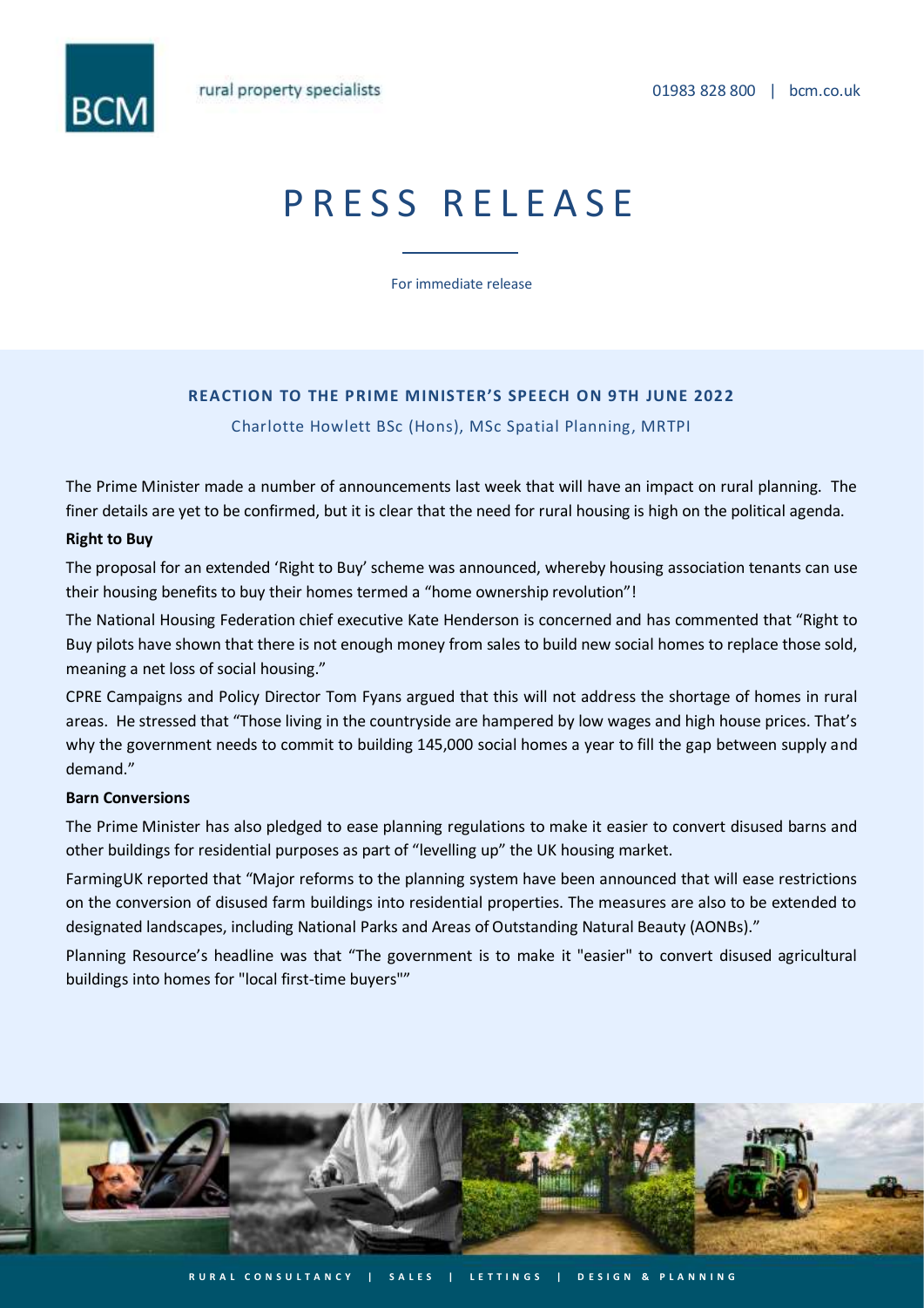rural property specialists

01983 828 800 | bcm.co.uk

# PRESS RELEASE

For immediate release

## REACTION TO THE PRIME MINISTER'S SPEECH ON 9TH JUNE 2022

Charlotte Howlett BSc (Hons), MSc Spatial Planning, MRTPI

The Prime Minister made a number of announcements last week that will have an impact on rural planning. The finer details are yet to be confirmed, but it is clear that the need for rural housing is high on the political agenda.

**Right to Buy**

The proposal for an extended 'Right to Buy' scheme was announced, whereby housing association tenants can use their housing benefits to buy their homes termed a "home ownership revolution"!

The National Housing Federation chief executive Kate Henderson is concerned and has commented that "Right to Buy pilots have shown that there is not enough money from sales to build new social homes to replace those sold, meaning a net loss of social housing."

CPRE Campaigns and Policy Director Tom Fyans argued that this will not address the shortage of homes in rural areas. He stressed that "Those living in the countryside are hampered by low wages and high house prices. That's why the government needs to commit to building 145,000 social homes a year to fill the gap between supply and demand."

**Barn Conversions**

The Prime Minister has also pledged to ease planning regulations to make it easier to convert disused barns and other buildings for residential purposes as part of "levelling up" the UK housing market.

FarmingUK reported that "Major reforms to the planning system have been announced that will ease restrictions on the conversion of disused farm buildings into residential properties. The measures are also to be extended to designated landscapes, including National Parks and Areas of Outstanding Natural Beauty (AONBs)."

Planning Resource's headline was that "The government is to make it "easier" to convert disused agricultural buildings into homes for "local first-time buyers""

RURAL CONSULTANCY | SALES | LETTINGS | DESIGN & PLANNING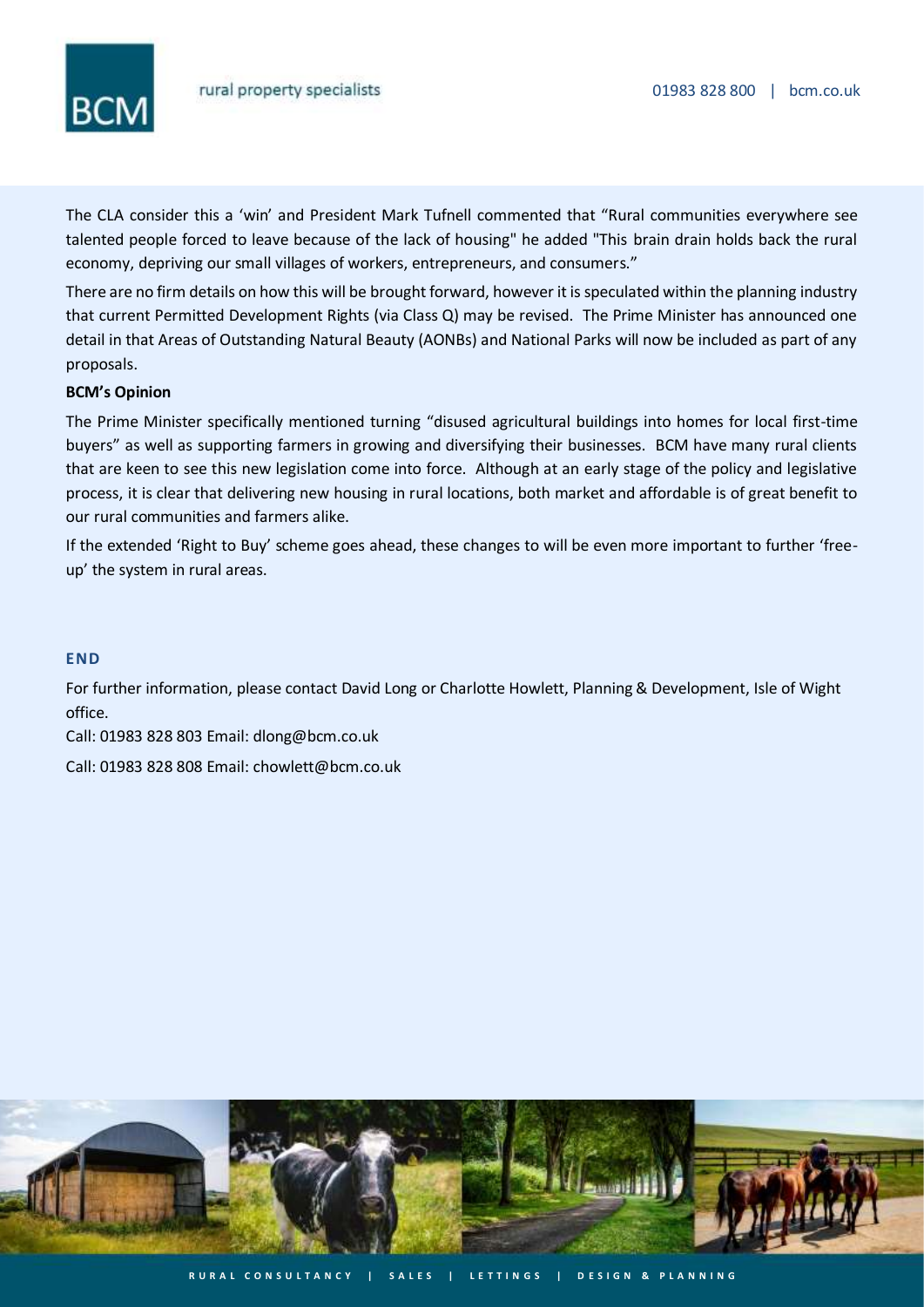The CLA consider this a 'win' and President Mark Tufnell commented that "Rural communities everywhere see talented people forced to leave because of the lack of housing" he added "This brain drain holds back the rural economy, depriving our small villages of workers, entrepreneurs, and consumers."

There are no firm details on how this will be brought forward, however it is speculated within the planning industry that current Permitted Development Rights (via Class Q) may be revised. The Prime Minister has announced one detail in that Areas of Outstanding Natural Beauty (AONBs) and National Parks will now be included as part of any proposals.

**BCM's Opinion**

The Prime Minister specifically mentioned turning "disused agricultural buildings into homes for local first-time buyers" as well as supporting farmers in growing and diversifying their businesses. BCM have many rural clients that are keen to see this new legislation come into force. Although at an early stage of the policy and legislative process, it is clear that delivering new housing in rural locations, both market and affordable is of great benefit to our rural communities and farmers alike.

If the extended 'Right to Buy' scheme goes ahead, these changes to will be even more important to further 'free-up' the system in rural areas.

**END**

For further information, please contact David Long or Charlotte Howlett, Planning & Development, Isle of Wight office.

Call: 01983 828 803 Email: dlong@bcm.co.uk

Call: 01983 828 808 Email: chowlett@bcm.co.uk